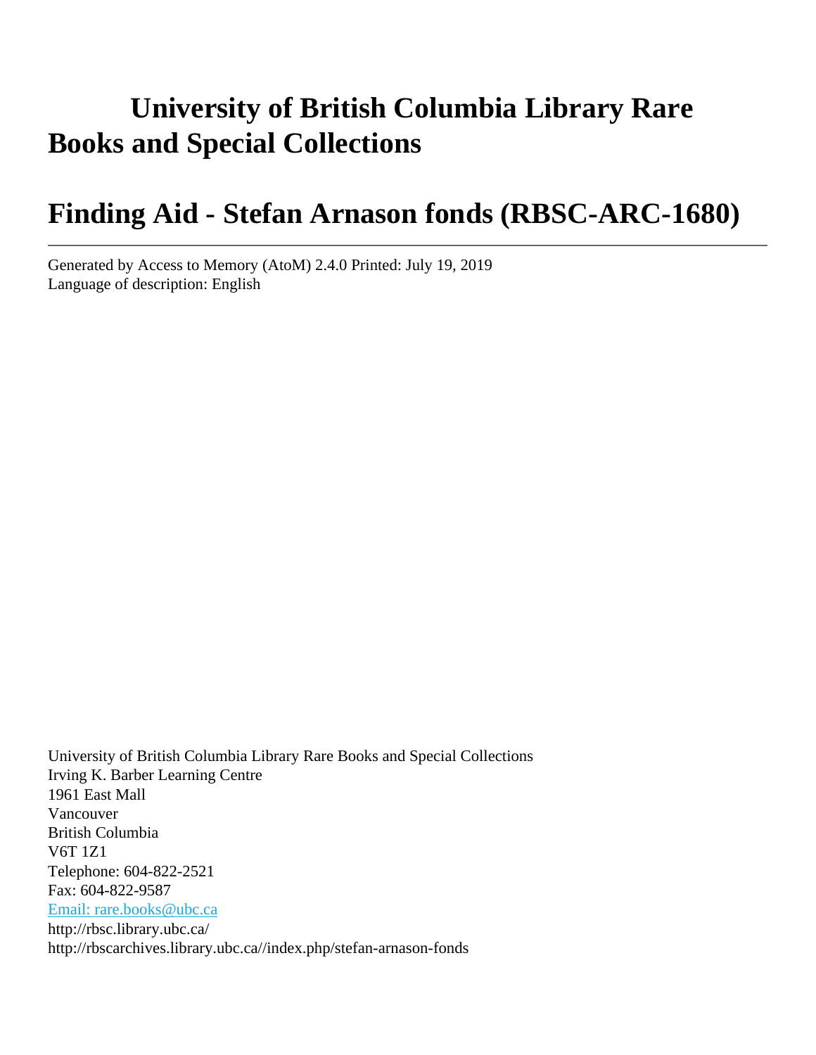# University of British Columbia Library Rare Books and Special Collections

# Finding Aid - Stefan Arnason fonds (RBSC-ARC-1680)

---

Generated by Access to Memory (AtoM) 2.4.0 Printed: July 19, 2019
Language of description: English

University of British Columbia Library Rare Books and Special Collections
Irving K. Barber Learning Centre
1961 East Mall
Vancouver
British Columbia
V6T 1Z1
Telephone: 604-822-2521
Fax: 604-822-9587
Email: rare.books@ubc.ca
http://rbsc.library.ubc.ca/
http://rbscarchives.library.ubc.ca//index.php/stefan-arnason-fonds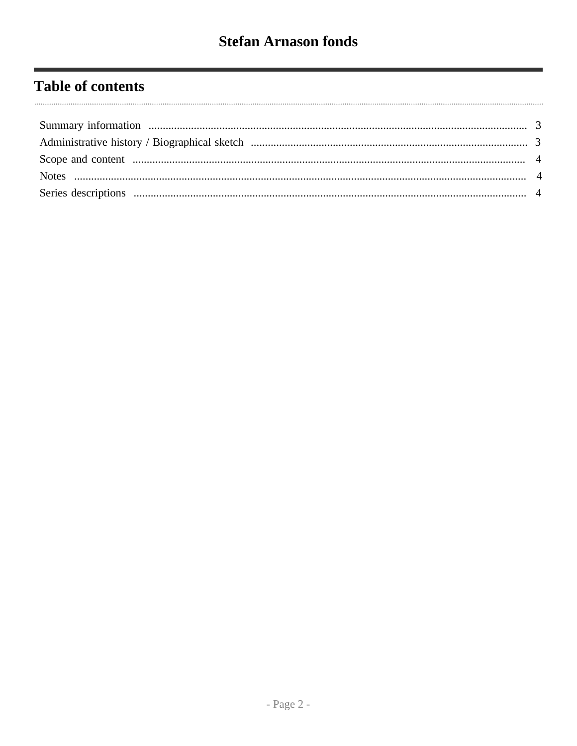## Table of contents

- Summary information ........ 3
- Administrative history / Biographical sketch ........ 3
- Scope and content ........ 4
- Notes ........ 4
- Series descriptions ........ 4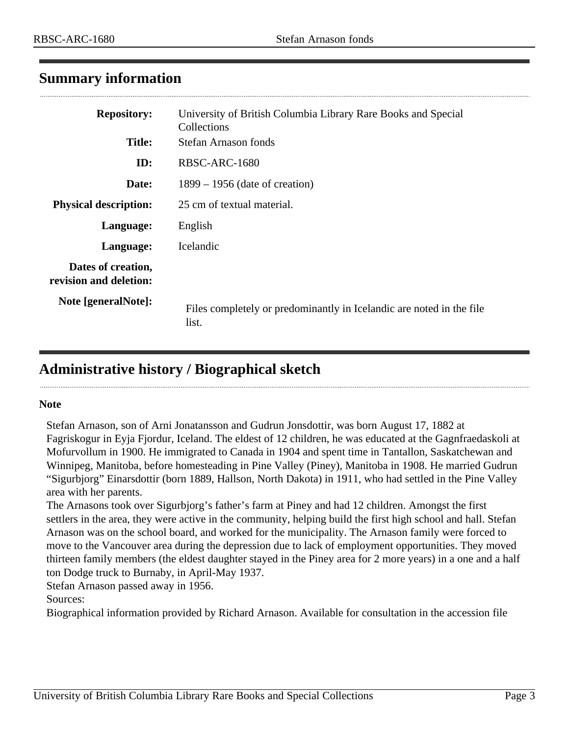## Summary information

| | |
|---|---|
| **Repository:** | University of British Columbia Library Rare Books and Special Collections |
| **Title:** | Stefan Arnason fonds |
| **ID:** | RBSC-ARC-1680 |
| **Date:** | 1899 – 1956 (date of creation) |
| **Physical description:** | 25 cm of textual material. |
| **Language:** | English |
| **Language:** | Icelandic |
| **Dates of creation, revision and deletion:** | |
| **Note [generalNote]:** | Files completely or predominantly in Icelandic are noted in the file list. |

## Administrative history / Biographical sketch

**Note**

Stefan Arnason, son of Arni Jonatansson and Gudrun Jonsdottir, was born August 17, 1882 at Fagriskogur in Eyja Fjordur, Iceland. The eldest of 12 children, he was educated at the Gagnfraedaskoli at Mofurvollum in 1900. He immigrated to Canada in 1904 and spent time in Tantallon, Saskatchewan and Winnipeg, Manitoba, before homesteading in Pine Valley (Piney), Manitoba in 1908. He married Gudrun "Sigurbjorg" Einarsdottir (born 1889, Hallson, North Dakota) in 1911, who had settled in the Pine Valley area with her parents.

The Arnasons took over Sigurbjorg's father's farm at Piney and had 12 children. Amongst the first settlers in the area, they were active in the community, helping build the first high school and hall. Stefan Arnason was on the school board, and worked for the municipality. The Arnason family were forced to move to the Vancouver area during the depression due to lack of employment opportunities. They moved thirteen family members (the eldest daughter stayed in the Piney area for 2 more years) in a one and a half ton Dodge truck to Burnaby, in April-May 1937.

Stefan Arnason passed away in 1956.

Sources:

Biographical information provided by Richard Arnason. Available for consultation in the accession file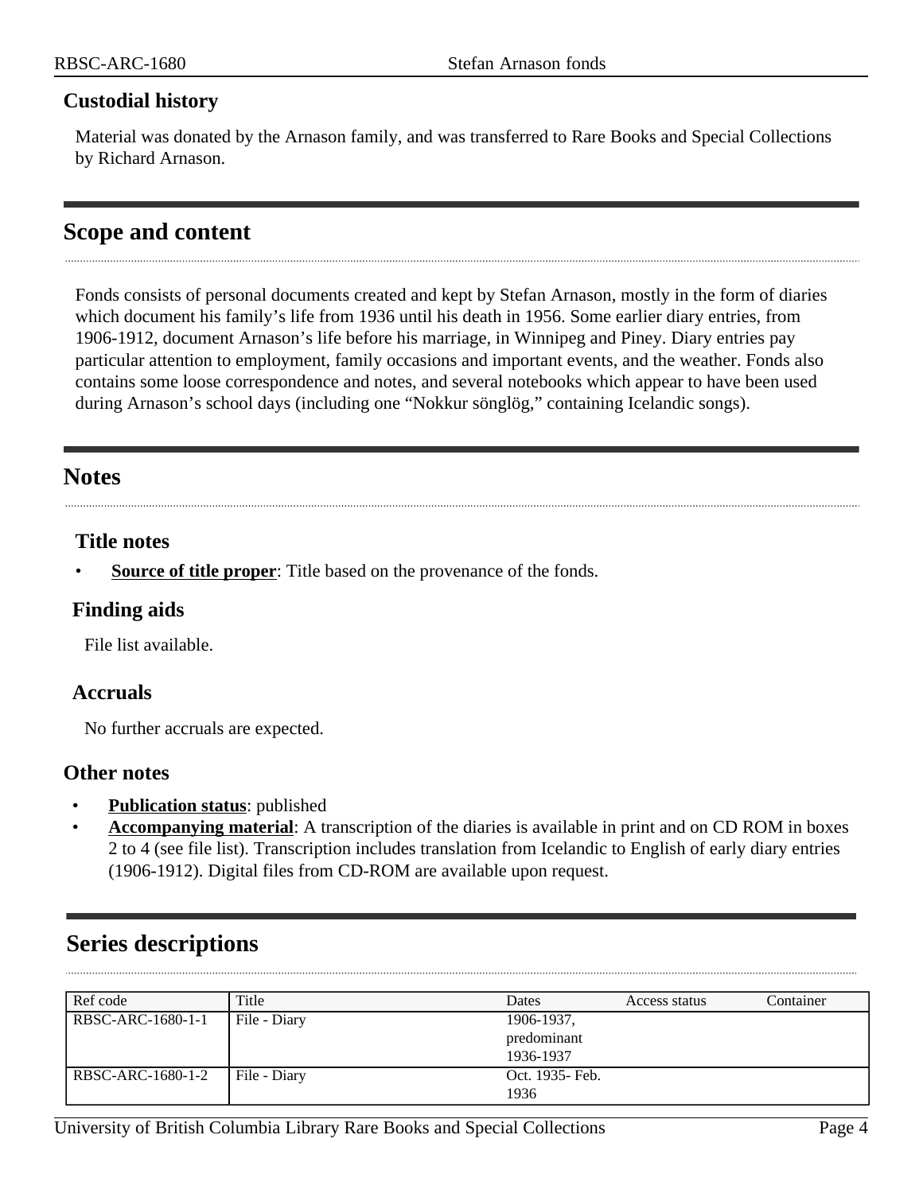### Custodial history

Material was donated by the Arnason family, and was transferred to Rare Books and Special Collections by Richard Arnason.

## Scope and content

Fonds consists of personal documents created and kept by Stefan Arnason, mostly in the form of diaries which document his family's life from 1936 until his death in 1956. Some earlier diary entries, from 1906-1912, document Arnason's life before his marriage, in Winnipeg and Piney. Diary entries pay particular attention to employment, family occasions and important events, and the weather. Fonds also contains some loose correspondence and notes, and several notebooks which appear to have been used during Arnason's school days (including one "Nokkur sönglög," containing Icelandic songs).

## Notes

### Title notes

- **Source of title proper**: Title based on the provenance of the fonds.

### Finding aids

File list available.

### Accruals

No further accruals are expected.

### Other notes

- **Publication status**: published
- **Accompanying material**: A transcription of the diaries is available in print and on CD ROM in boxes 2 to 4 (see file list). Transcription includes translation from Icelandic to English of early diary entries (1906-1912). Digital files from CD-ROM are available upon request.

## Series descriptions

| Ref code | Title | Dates | Access status | Container |
|---|---|---|---|---|
| RBSC-ARC-1680-1-1 | File - Diary | 1906-1937, predominant 1936-1937 | | |
| RBSC-ARC-1680-1-2 | File - Diary | Oct. 1935- Feb. 1936 | | |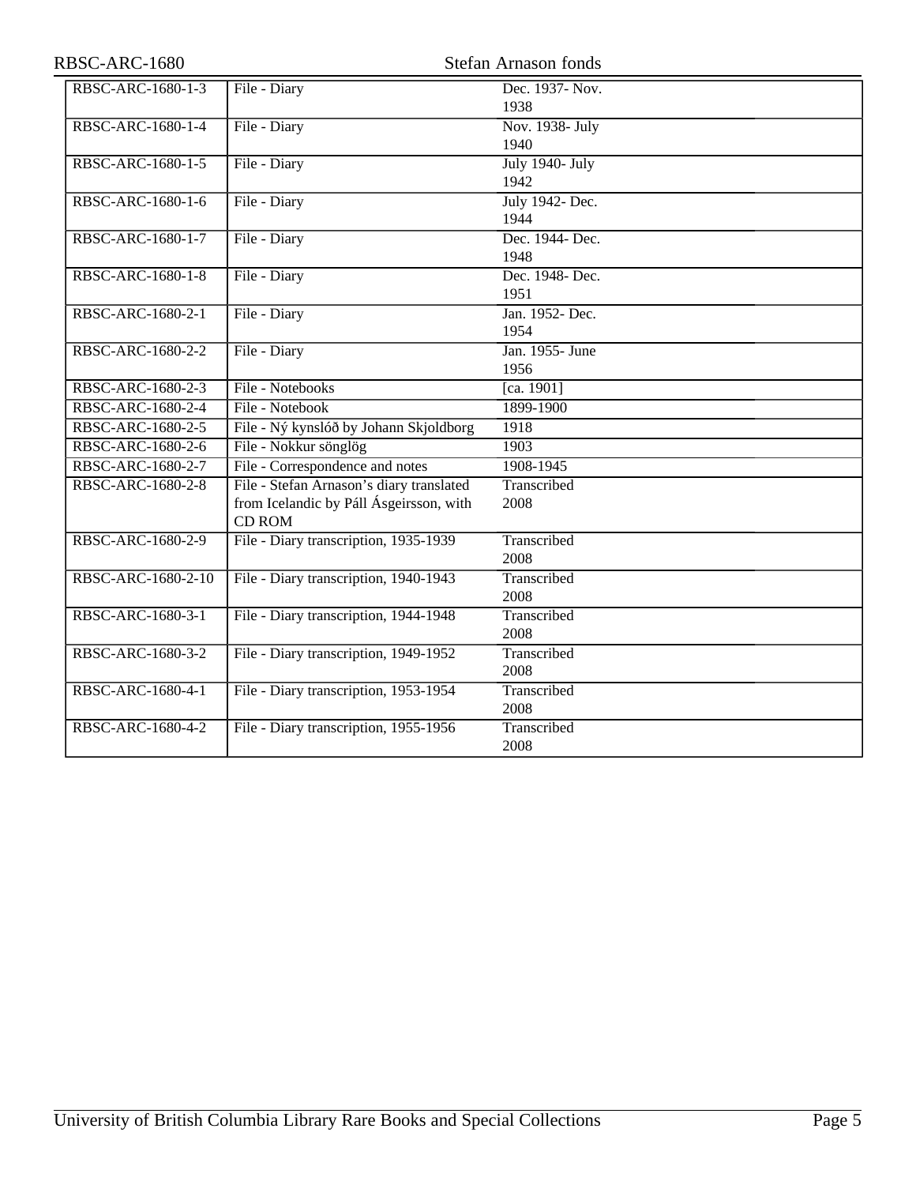| | | | |
|---|---|---|---|
| RBSC-ARC-1680-1-3 | File - Diary | Dec. 1937- Nov. 1938 | |
| RBSC-ARC-1680-1-4 | File - Diary | Nov. 1938- July 1940 | |
| RBSC-ARC-1680-1-5 | File - Diary | July 1940- July 1942 | |
| RBSC-ARC-1680-1-6 | File - Diary | July 1942- Dec. 1944 | |
| RBSC-ARC-1680-1-7 | File - Diary | Dec. 1944- Dec. 1948 | |
| RBSC-ARC-1680-1-8 | File - Diary | Dec. 1948- Dec. 1951 | |
| RBSC-ARC-1680-2-1 | File - Diary | Jan. 1952- Dec. 1954 | |
| RBSC-ARC-1680-2-2 | File - Diary | Jan. 1955- June 1956 | |
| RBSC-ARC-1680-2-3 | File - Notebooks | [ca. 1901] | |
| RBSC-ARC-1680-2-4 | File - Notebook | 1899-1900 | |
| RBSC-ARC-1680-2-5 | File - Ný kynslóð by Johann Skjoldborg | 1918 | |
| RBSC-ARC-1680-2-6 | File - Nokkur sönglög | 1903 | |
| RBSC-ARC-1680-2-7 | File - Correspondence and notes | 1908-1945 | |
| RBSC-ARC-1680-2-8 | File - Stefan Arnason's diary translated from Icelandic by Páll Ásgeirsson, with CD ROM | Transcribed 2008 | |
| RBSC-ARC-1680-2-9 | File - Diary transcription, 1935-1939 | Transcribed 2008 | |
| RBSC-ARC-1680-2-10 | File - Diary transcription, 1940-1943 | Transcribed 2008 | |
| RBSC-ARC-1680-3-1 | File - Diary transcription, 1944-1948 | Transcribed 2008 | |
| RBSC-ARC-1680-3-2 | File - Diary transcription, 1949-1952 | Transcribed 2008 | |
| RBSC-ARC-1680-4-1 | File - Diary transcription, 1953-1954 | Transcribed 2008 | |
| RBSC-ARC-1680-4-2 | File - Diary transcription, 1955-1956 | Transcribed 2008 | |